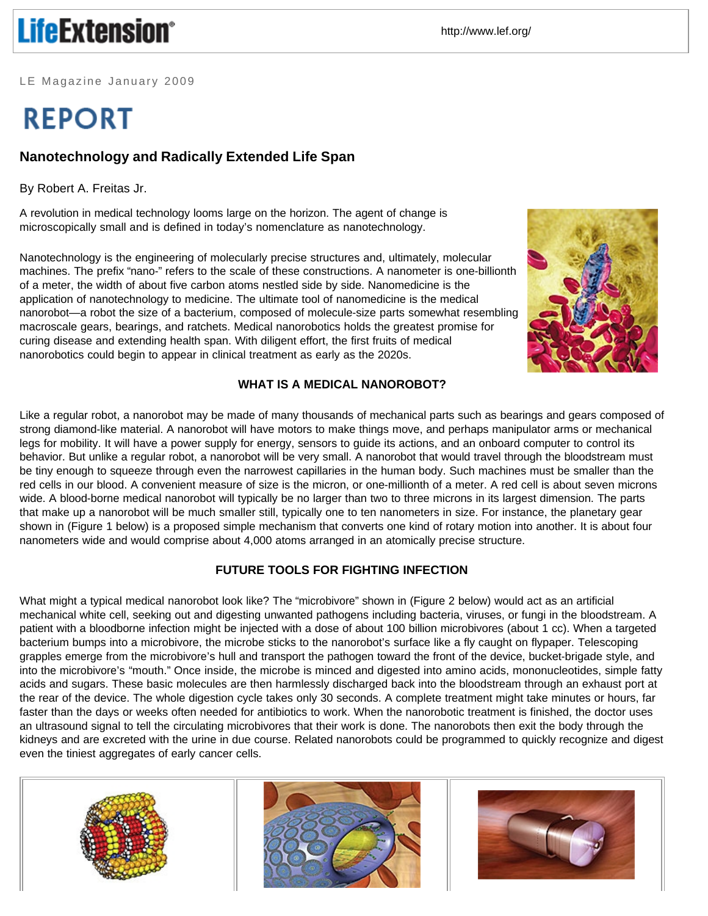LE Magazine January 2009

# REPORT

## Nanotechnology and Radically Extended Life Span

By Robert A. Freitas Jr.

A revolution in medical technology looms large on the horizon. The agent of change is microscopically small and is defined in today's nomenclature as nanotechnology.

Nanotechnology is the engineering of molecularly precise structures and, ultimately, molecular machines. The prefix "nano-" refers to the scale of these constructions. A nanometer is one-billionth of a meter, the width of about five carbon atoms nestled side by side. Nanomedicine is the application of nanotechnology to medicine. The ultimate tool of nanomedicine is the medical nanorobot—a robot the size of a bacterium, composed of molecule-size parts somewhat resembling macroscale gears, bearings, and ratchets. Medical nanorobotics holds the greatest promise for curing disease and extending health span. With diligent effort, the first fruits of medical nanorobotics could begin to appear in clinical treatment as early as the 2020s.

### WHAT IS A MEDICAL NANOROBOT?

Like a regular robot, a nanorobot may be made of many thousands of mechanical parts such as bearings and gears composed of strong diamond-like material. A nanorobot will have motors to make things move, and perhaps manipulator arms or mechanical legs for mobility. It will have a power supply for energy, sensors to guide its actions, and an onboard computer to control its behavior. But unlike a regular robot, a nanorobot will be very small. A nanorobot that would travel through the bloodstream must be tiny enough to squeeze through even the narrowest capillaries in the human body. Such machines must be smaller than the red cells in our blood. A convenient measure of size is the micron, or one-millionth of a meter. A red cell is about seven microns wide. A blood-borne medical nanorobot will typically be no larger than two to three microns in its largest dimension. The parts that make up a nanorobot will be much smaller still, typically one to ten nanometers in size. For instance, the planetary gear shown in (Figure 1 below) is a proposed simple mechanism that converts one kind of rotary motion into another. It is about four nanometers wide and would comprise about 4,000 atoms arranged in an atomically precise structure.

### FUTURE TOOLS FOR FIGHTING INFECTION

What might a typical medical nanorobot look like? The "microbivore" shown in (Figure 2 below) would act as an artificial mechanical white cell, seeking out and digesting unwanted pathogens including bacteria, viruses, or fungi in the bloodstream. A patient with a bloodborne infection might be injected with a dose of about 100 billion microbivores (about 1 cc). When a targeted bacterium bumps into a microbivore, the microbe sticks to the nanorobot's surface like a fly caught on flypaper. Telescoping grapples emerge from the microbivore's hull and transport the pathogen toward the front of the device, bucket-brigade style, and into the microbivore's "mouth." Once inside, the microbe is minced and digested into amino acids, mononucleotides, simple fatty acids and sugars. These basic molecules are then harmlessly discharged back into the bloodstream through an exhaust port at the rear of the device. The whole digestion cycle takes only 30 seconds. A complete treatment might take minutes or hours, far faster than the days or weeks often needed for antibiotics to work. When the nanorobotic treatment is finished, the doctor uses an ultrasound signal to tell the circulating microbivores that their work is done. The nanorobots then exit the body through the kidneys and are excreted with the urine in due course. Related nanorobots could be programmed to quickly recognize and digest even the tiniest aggregates of early cancer cells.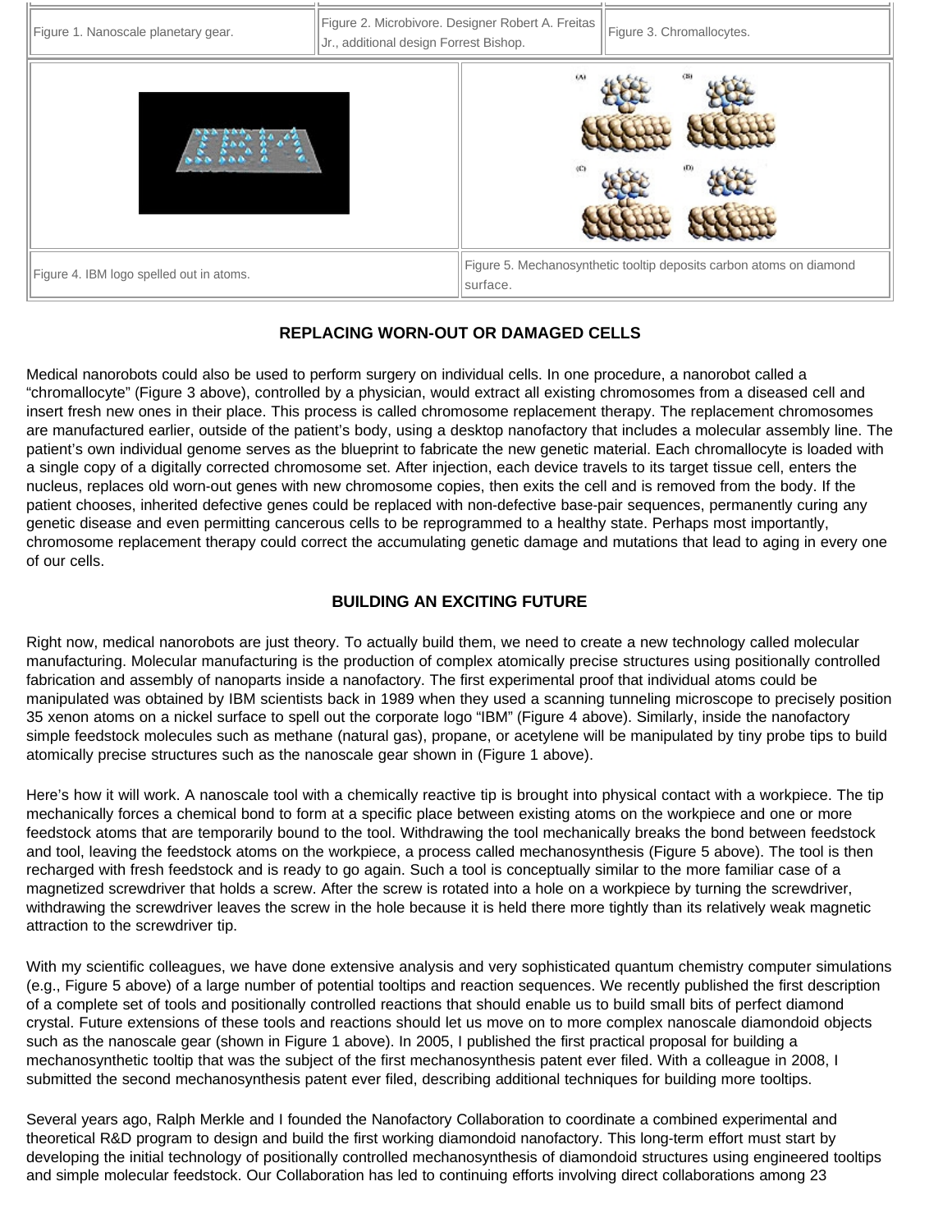| Figure 1. Nanoscale planetary gear. | Figure 2. Microbivore. Designer Robert A. Freitas Jr., additional design Forrest Bishop. | Figure 3. Chromallocytes. |
|---|---|---|

Figure 4. IBM logo spelled out in atoms.

Figure 5. Mechanosynthetic tooltip deposits carbon atoms on diamond surface.

## REPLACING WORN-OUT OR DAMAGED CELLS

Medical nanorobots could also be used to perform surgery on individual cells. In one procedure, a nanorobot called a "chromallocyte" (Figure 3 above), controlled by a physician, would extract all existing chromosomes from a diseased cell and insert fresh new ones in their place. This process is called chromosome replacement therapy. The replacement chromosomes are manufactured earlier, outside of the patient's body, using a desktop nanofactory that includes a molecular assembly line. The patient's own individual genome serves as the blueprint to fabricate the new genetic material. Each chromallocyte is loaded with a single copy of a digitally corrected chromosome set. After injection, each device travels to its target tissue cell, enters the nucleus, replaces old worn-out genes with new chromosome copies, then exits the cell and is removed from the body. If the patient chooses, inherited defective genes could be replaced with non-defective base-pair sequences, permanently curing any genetic disease and even permitting cancerous cells to be reprogrammed to a healthy state. Perhaps most importantly, chromosome replacement therapy could correct the accumulating genetic damage and mutations that lead to aging in every one of our cells.

## BUILDING AN EXCITING FUTURE

Right now, medical nanorobots are just theory. To actually build them, we need to create a new technology called molecular manufacturing. Molecular manufacturing is the production of complex atomically precise structures using positionally controlled fabrication and assembly of nanoparts inside a nanofactory. The first experimental proof that individual atoms could be manipulated was obtained by IBM scientists back in 1989 when they used a scanning tunneling microscope to precisely position 35 xenon atoms on a nickel surface to spell out the corporate logo "IBM" (Figure 4 above). Similarly, inside the nanofactory simple feedstock molecules such as methane (natural gas), propane, or acetylene will be manipulated by tiny probe tips to build atomically precise structures such as the nanoscale gear shown in (Figure 1 above).

Here's how it will work. A nanoscale tool with a chemically reactive tip is brought into physical contact with a workpiece. The tip mechanically forces a chemical bond to form at a specific place between existing atoms on the workpiece and one or more feedstock atoms that are temporarily bound to the tool. Withdrawing the tool mechanically breaks the bond between feedstock and tool, leaving the feedstock atoms on the workpiece, a process called mechanosynthesis (Figure 5 above). The tool is then recharged with fresh feedstock and is ready to go again. Such a tool is conceptually similar to the more familiar case of a magnetized screwdriver that holds a screw. After the screw is rotated into a hole on a workpiece by turning the screwdriver, withdrawing the screwdriver leaves the screw in the hole because it is held there more tightly than its relatively weak magnetic attraction to the screwdriver tip.

With my scientific colleagues, we have done extensive analysis and very sophisticated quantum chemistry computer simulations (e.g., Figure 5 above) of a large number of potential tooltips and reaction sequences. We recently published the first description of a complete set of tools and positionally controlled reactions that should enable us to build small bits of perfect diamond crystal. Future extensions of these tools and reactions should let us move on to more complex nanoscale diamondoid objects such as the nanoscale gear (shown in Figure 1 above). In 2005, I published the first practical proposal for building a mechanosynthetic tooltip that was the subject of the first mechanosynthesis patent ever filed. With a colleague in 2008, I submitted the second mechanosynthesis patent ever filed, describing additional techniques for building more tooltips.

Several years ago, Ralph Merkle and I founded the Nanofactory Collaboration to coordinate a combined experimental and theoretical R&D program to design and build the first working diamondoid nanofactory. This long-term effort must start by developing the initial technology of positionally controlled mechanosynthesis of diamondoid structures using engineered tooltips and simple molecular feedstock. Our Collaboration has led to continuing efforts involving direct collaborations among 23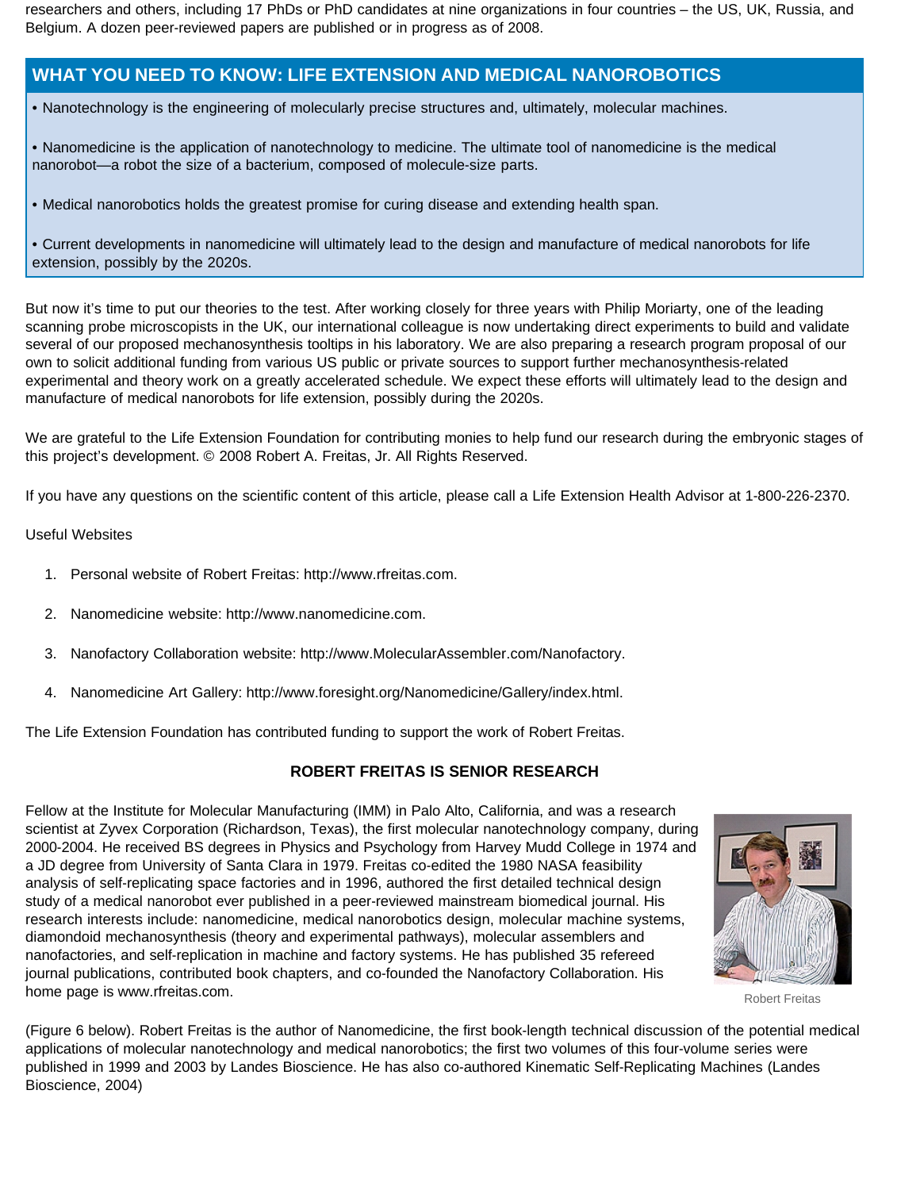researchers and others, including 17 PhDs or PhD candidates at nine organizations in four countries – the US, UK, Russia, and Belgium. A dozen peer-reviewed papers are published or in progress as of 2008.

## WHAT YOU NEED TO KNOW: LIFE EXTENSION AND MEDICAL NANOROBOTICS

• Nanotechnology is the engineering of molecularly precise structures and, ultimately, molecular machines.

• Nanomedicine is the application of nanotechnology to medicine. The ultimate tool of nanomedicine is the medical nanorobot—a robot the size of a bacterium, composed of molecule-size parts.

• Medical nanorobotics holds the greatest promise for curing disease and extending health span.

• Current developments in nanomedicine will ultimately lead to the design and manufacture of medical nanorobots for life extension, possibly by the 2020s.

But now it's time to put our theories to the test. After working closely for three years with Philip Moriarty, one of the leading scanning probe microscopists in the UK, our international colleague is now undertaking direct experiments to build and validate several of our proposed mechanosynthesis tooltips in his laboratory. We are also preparing a research program proposal of our own to solicit additional funding from various US public or private sources to support further mechanosynthesis-related experimental and theory work on a greatly accelerated schedule. We expect these efforts will ultimately lead to the design and manufacture of medical nanorobots for life extension, possibly during the 2020s.

We are grateful to the Life Extension Foundation for contributing monies to help fund our research during the embryonic stages of this project's development. © 2008 Robert A. Freitas, Jr. All Rights Reserved.

If you have any questions on the scientific content of this article, please call a Life Extension Health Advisor at 1-800-226-2370.

Useful Websites

1. Personal website of Robert Freitas: http://www.rfreitas.com.
2. Nanomedicine website: http://www.nanomedicine.com.
3. Nanofactory Collaboration website: http://www.MolecularAssembler.com/Nanofactory.
4. Nanomedicine Art Gallery: http://www.foresight.org/Nanomedicine/Gallery/index.html.

The Life Extension Foundation has contributed funding to support the work of Robert Freitas.

**ROBERT FREITAS IS SENIOR RESEARCH**

Fellow at the Institute for Molecular Manufacturing (IMM) in Palo Alto, California, and was a research scientist at Zyvex Corporation (Richardson, Texas), the first molecular nanotechnology company, during 2000-2004. He received BS degrees in Physics and Psychology from Harvey Mudd College in 1974 and a JD degree from University of Santa Clara in 1979. Freitas co-edited the 1980 NASA feasibility analysis of self-replicating space factories and in 1996, authored the first detailed technical design study of a medical nanorobot ever published in a peer-reviewed mainstream biomedical journal. His research interests include: nanomedicine, medical nanorobotics design, molecular machine systems, diamondoid mechanosynthesis (theory and experimental pathways), molecular assemblers and nanofactories, and self-replication in machine and factory systems. He has published 35 refereed journal publications, contributed book chapters, and co-founded the Nanofactory Collaboration. His home page is www.rfreitas.com.

Robert Freitas

(Figure 6 below). Robert Freitas is the author of Nanomedicine, the first book-length technical discussion of the potential medical applications of molecular nanotechnology and medical nanorobotics; the first two volumes of this four-volume series were published in 1999 and 2003 by Landes Bioscience. He has also co-authored Kinematic Self-Replicating Machines (Landes Bioscience, 2004)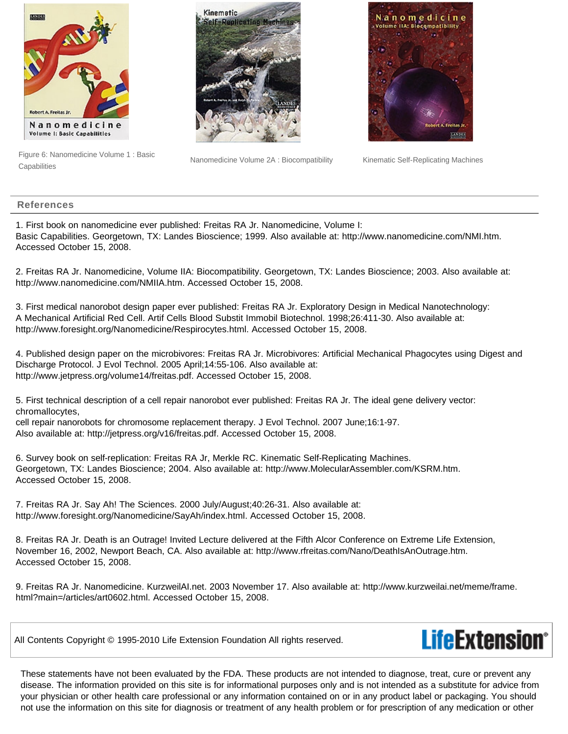Figure 6: Nanomedicine Volume 1 : Basic Capabilities

Nanomedicine Volume 2A : Biocompatibility

Kinematic Self-Replicating Machines

## References

1. First book on nanomedicine ever published: Freitas RA Jr. Nanomedicine, Volume I: Basic Capabilities. Georgetown, TX: Landes Bioscience; 1999. Also available at: http://www.nanomedicine.com/NMI.htm. Accessed October 15, 2008.

2. Freitas RA Jr. Nanomedicine, Volume IIA: Biocompatibility. Georgetown, TX: Landes Bioscience; 2003. Also available at: http://www.nanomedicine.com/NMIIA.htm. Accessed October 15, 2008.

3. First medical nanorobot design paper ever published: Freitas RA Jr. Exploratory Design in Medical Nanotechnology: A Mechanical Artificial Red Cell. Artif Cells Blood Substit Immobil Biotechnol. 1998;26:411-30. Also available at: http://www.foresight.org/Nanomedicine/Respirocytes.html. Accessed October 15, 2008.

4. Published design paper on the microbivores: Freitas RA Jr. Microbivores: Artificial Mechanical Phagocytes using Digest and Discharge Protocol. J Evol Technol. 2005 April;14:55-106. Also available at: http://www.jetpress.org/volume14/freitas.pdf. Accessed October 15, 2008.

5. First technical description of a cell repair nanorobot ever published: Freitas RA Jr. The ideal gene delivery vector: chromallocytes, cell repair nanorobots for chromosome replacement therapy. J Evol Technol. 2007 June;16:1-97. Also available at: http://jetpress.org/v16/freitas.pdf. Accessed October 15, 2008.

6. Survey book on self-replication: Freitas RA Jr, Merkle RC. Kinematic Self-Replicating Machines. Georgetown, TX: Landes Bioscience; 2004. Also available at: http://www.MolecularAssembler.com/KSRM.htm. Accessed October 15, 2008.

7. Freitas RA Jr. Say Ah! The Sciences. 2000 July/August;40:26-31. Also available at: http://www.foresight.org/Nanomedicine/SayAh/index.html. Accessed October 15, 2008.

8. Freitas RA Jr. Death is an Outrage! Invited Lecture delivered at the Fifth Alcor Conference on Extreme Life Extension, November 16, 2002, Newport Beach, CA. Also available at: http://www.rfreitas.com/Nano/DeathIsAnOutrage.htm. Accessed October 15, 2008.

9. Freitas RA Jr. Nanomedicine. KurzweilAI.net. 2003 November 17. Also available at: http://www.kurzweilai.net/meme/frame.html?main=/articles/art0602.html. Accessed October 15, 2008.

All Contents Copyright © 1995-2010 Life Extension Foundation All rights reserved.

LifeExtension®

These statements have not been evaluated by the FDA. These products are not intended to diagnose, treat, cure or prevent any disease. The information provided on this site is for informational purposes only and is not intended as a substitute for advice from your physician or other health care professional or any information contained on or in any product label or packaging. You should not use the information on this site for diagnosis or treatment of any health problem or for prescription of any medication or other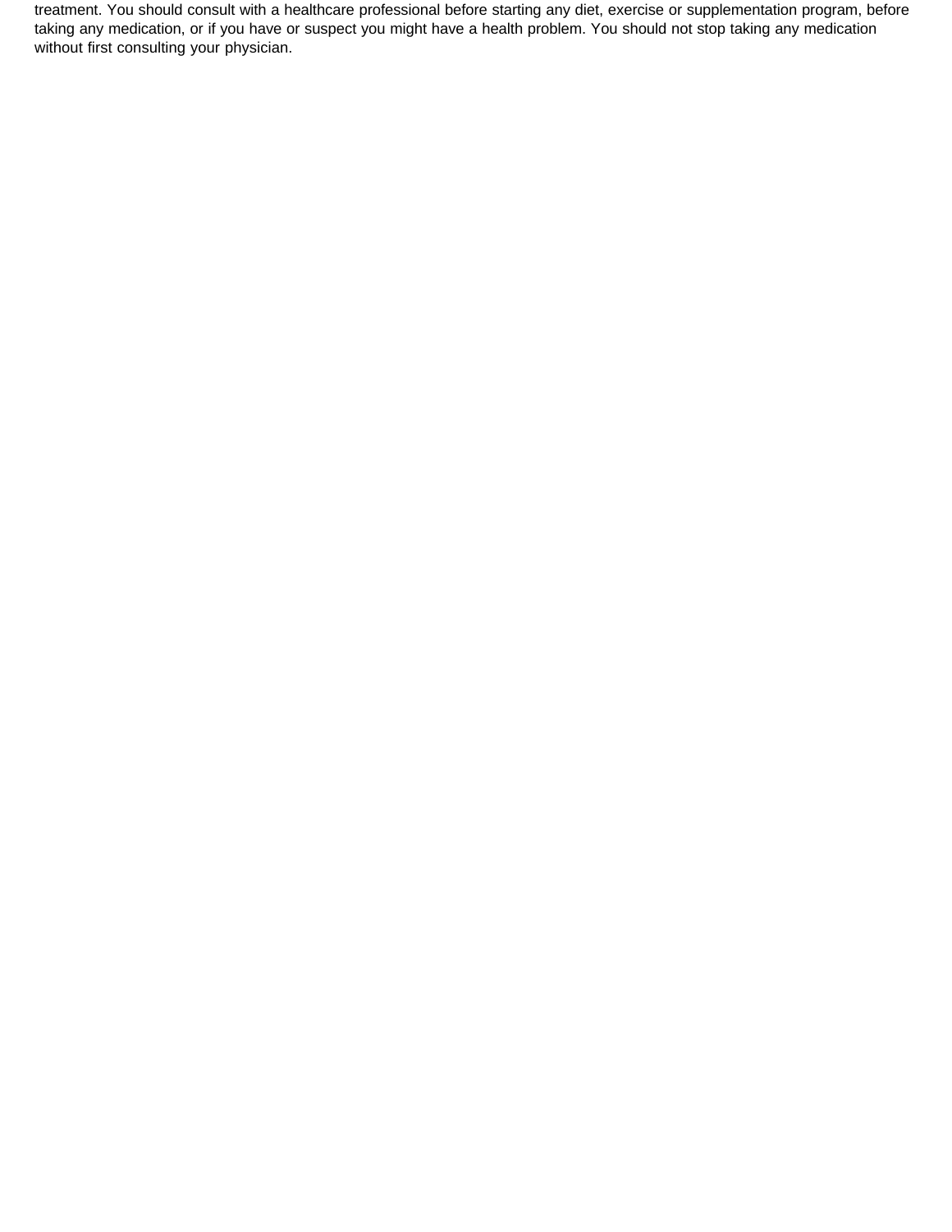treatment. You should consult with a healthcare professional before starting any diet, exercise or supplementation program, before taking any medication, or if you have or suspect you might have a health problem. You should not stop taking any medication without first consulting your physician.